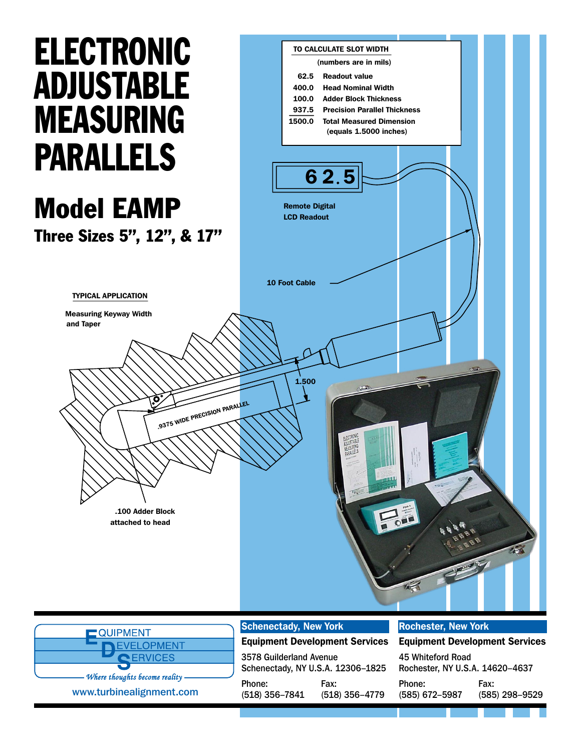# ELECTRONIC ADJUSTABLE MEASURING PARALLELS

## Model EAMP

### Three Sizes 5”, 12”, & 17”

**TO CALCULATE SLOT WIDTH**

(numbers are in mils)

| | |
|---|---|
| 62.5 | Readout value |
| 400.0 | Head Nominal Width |
| 100.0 | Adder Block Thickness |
| 937.5 | Precision Parallel Thickness |
| 1500.0 | Total Measured Dimension (equals 1.5000 inches) |

62.5

Remote Digital LCD Readout

10 Foot Cable

**TYPICAL APPLICATION**

Measuring Keyway Width and Taper

1.500

.9375 WIDE PRECISION PARALLEL

.100 Adder Block attached to head

---

EQUIPMENT DEVELOPMENT SERVICES

*Where thoughts become reality*

www.turbinealignment.com

**Schenectady, New York**

**Equipment Development Services**

3578 Guilderland Avenue
Schenectady, NY U.S.A. 12306–1825

Phone: (518) 356–7841
Fax: (518) 356–4779

**Rochester, New York**

**Equipment Development Services**

45 Whiteford Road
Rochester, NY U.S.A. 14620–4637

Phone: (585) 672–5987
Fax: (585) 298–9529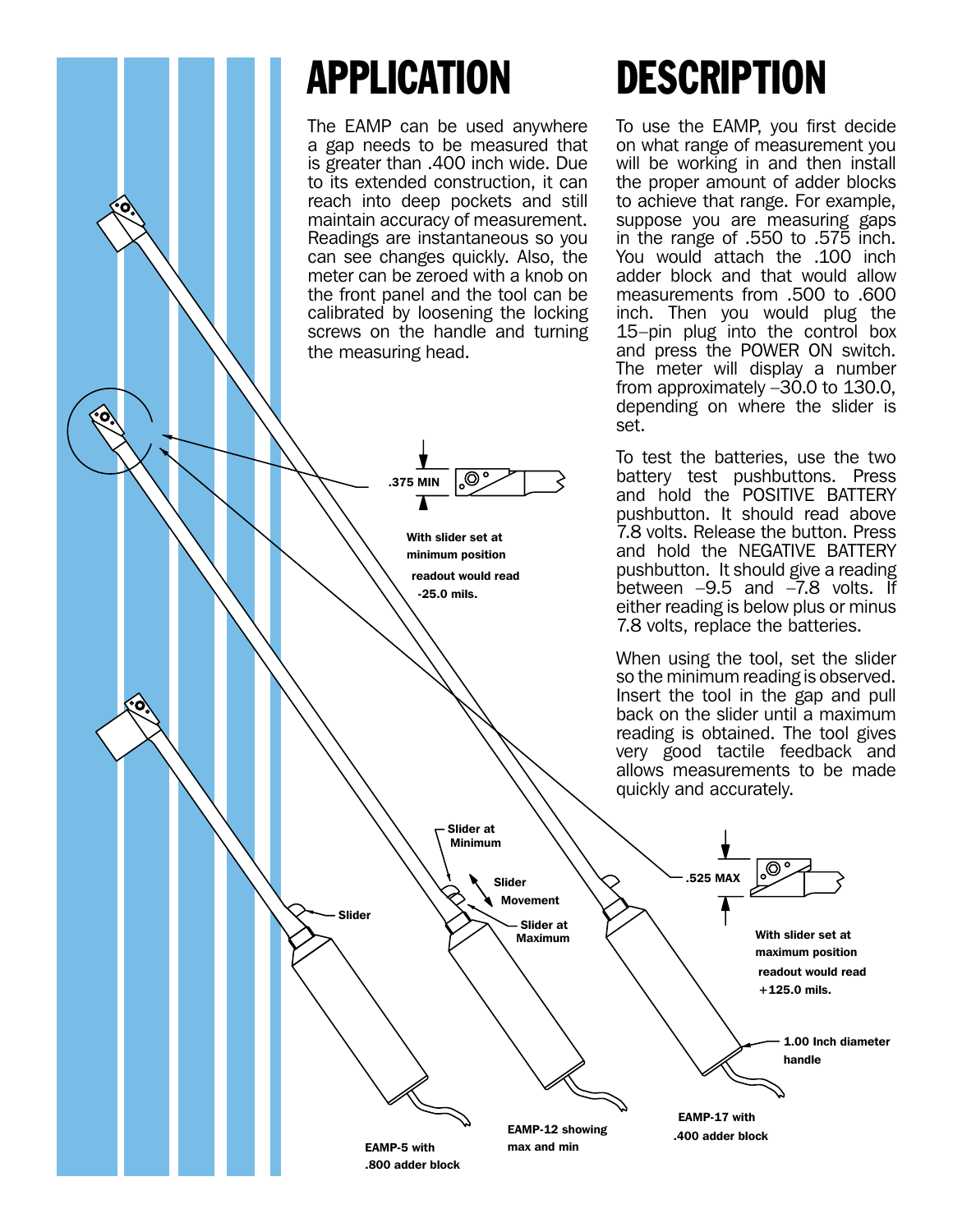# APPLICATION

The EAMP can be used anywhere a gap needs to be measured that is greater than .400 inch wide. Due to its extended construction, it can reach into deep pockets and still maintain accuracy of measurement. Readings are instantaneous so you can see changes quickly. Also, the meter can be zeroed with a knob on the front panel and the tool can be calibrated by loosening the locking screws on the handle and turning the measuring head.

# DESCRIPTION

To use the EAMP, you first decide on what range of measurement you will be working in and then install the proper amount of adder blocks to achieve that range. For example, suppose you are measuring gaps in the range of .550 to .575 inch. You would attach the .100 inch adder block and that would allow measurements from .500 to .600 inch. Then you would plug the 15–pin plug into the control box and press the POWER ON switch. The meter will display a number from approximately –30.0 to 130.0, depending on where the slider is set.

To test the batteries, use the two battery test pushbuttons. Press and hold the POSITIVE BATTERY pushbutton. It should read above 7.8 volts. Release the button. Press and hold the NEGATIVE BATTERY pushbutton. It should give a reading between –9.5 and –7.8 volts. If either reading is below plus or minus 7.8 volts, replace the batteries.

When using the tool, set the slider so the minimum reading is observed. Insert the tool in the gap and pull back on the slider until a maximum reading is obtained. The tool gives very good tactile feedback and allows measurements to be made quickly and accurately.

**.375 MIN**

**With slider set at minimum position readout would read -25.0 mils.**

**.525 MAX**

**With slider set at maximum position readout would read +125.0 mils.**

**Slider**

**Slider at Minimum**

**Slider Movement**

**Slider at Maximum**

**1.00 Inch diameter handle**

**EAMP-5 with .800 adder block**

**EAMP-12 showing max and min**

**EAMP-17 with .400 adder block**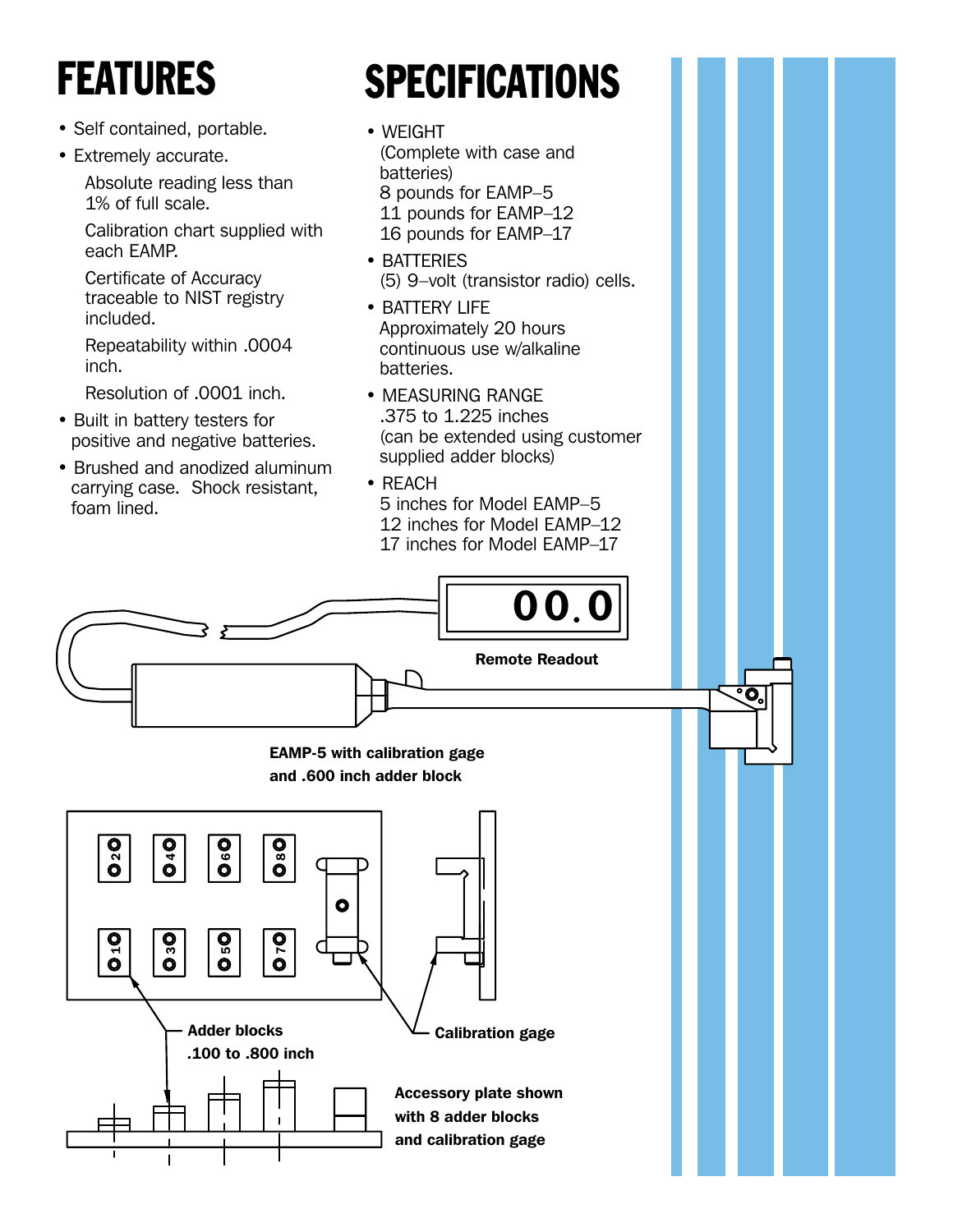# FEATURES

- Self contained, portable.
- Extremely accurate.

  Absolute reading less than 1% of full scale.

  Calibration chart supplied with each EAMP.

  Certificate of Accuracy traceable to NIST registry included.

  Repeatability within .0004 inch.

  Resolution of .0001 inch.
- Built in battery testers for positive and negative batteries.
- Brushed and anodized aluminum carrying case. Shock resistant, foam lined.

# SPECIFICATIONS

- WEIGHT
  (Complete with case and batteries)
  8 pounds for EAMP–5
  11 pounds for EAMP–12
  16 pounds for EAMP–17
- BATTERIES
  (5) 9–volt (transistor radio) cells.
- BATTERY LIFE
  Approximately 20 hours continuous use w/alkaline batteries.
- MEASURING RANGE
  .375 to 1.225 inches
  (can be extended using customer supplied adder blocks)
- REACH
  5 inches for Model EAMP–5
  12 inches for Model EAMP–12
  17 inches for Model EAMP–17

00.0

**Remote Readout**

**EAMP-5 with calibration gage and .600 inch adder block**

**Adder blocks .100 to .800 inch**

**Calibration gage**

**Accessory plate shown with 8 adder blocks and calibration gage**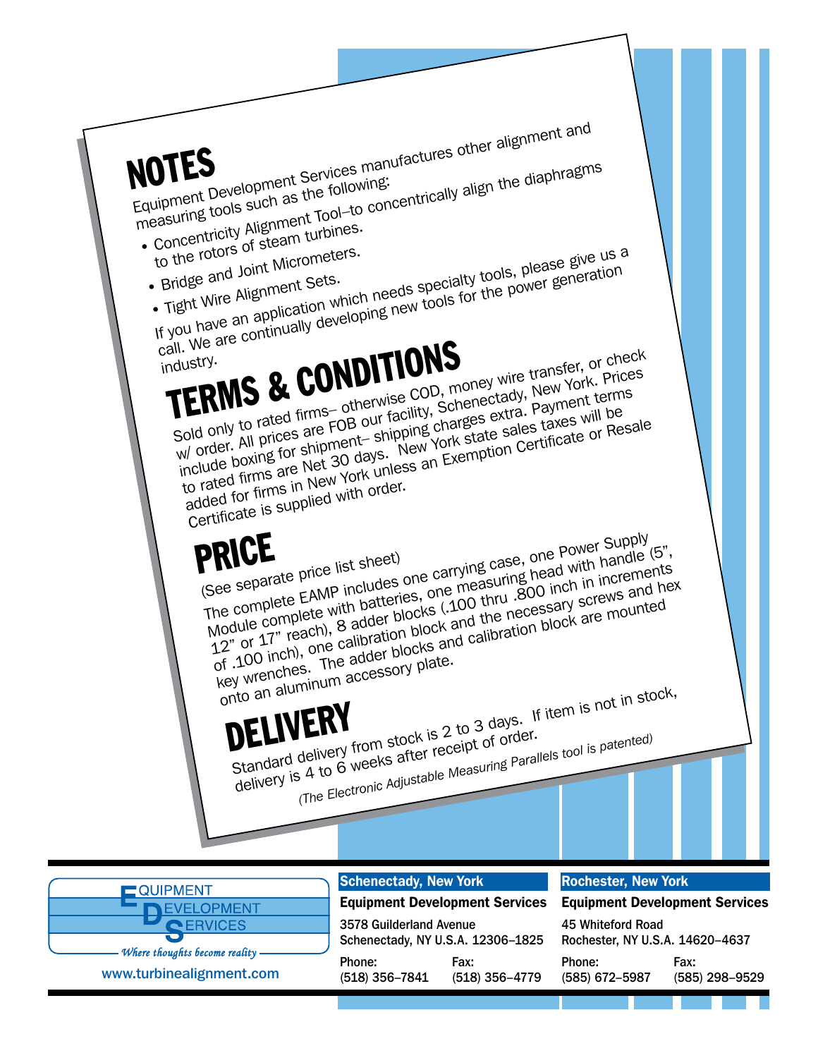# NOTES

Equipment Development Services manufactures other alignment and measuring tools such as the following:

- Concentricity Alignment Tool–to concentrically align the diaphragms to the rotors of steam turbines.
- Bridge and Joint Micrometers.
- Tight Wire Alignment Sets.

If you have an application which needs specialty tools, please give us a call. We are continually developing new tools for the power generation industry.

# TERMS & CONDITIONS

Sold only to rated firms– otherwise COD, money wire transfer, or check w/ order. All prices are FOB our facility, Schenectady, New York. Prices include boxing for shipment– shipping charges extra. Payment terms to rated firms are Net 30 days. New York state sales taxes will be added for firms in New York unless an Exemption Certificate or Resale Certificate is supplied with order.

# PRICE

(See separate price list sheet)

The complete EAMP includes one carrying case, one Power Supply Module complete with batteries, one measuring head with handle (5", 12" or 17" reach), 8 adder blocks (.100 thru .800 inch in increments of .100 inch), one calibration block and the necessary screws and hex key wrenches. The adder blocks and calibration block are mounted onto an aluminum accessory plate.

# DELIVERY

Standard delivery from stock is 2 to 3 days. If item is not in stock, delivery is 4 to 6 weeks after receipt of order.

*(The Electronic Adjustable Measuring Parallels tool is patented)*

---

**EQUIPMENT DEVELOPMENT SERVICES**

*Where thoughts become reality*

www.turbinealignment.com

**Schenectady, New York**

**Equipment Development Services**

3578 Guilderland Avenue
Schenectady, NY U.S.A. 12306–1825

Phone: (518) 356–7841
Fax: (518) 356–4779

**Rochester, New York**

**Equipment Development Services**

45 Whiteford Road
Rochester, NY U.S.A. 14620–4637

Phone: (585) 672–5987
Fax: (585) 298–9529